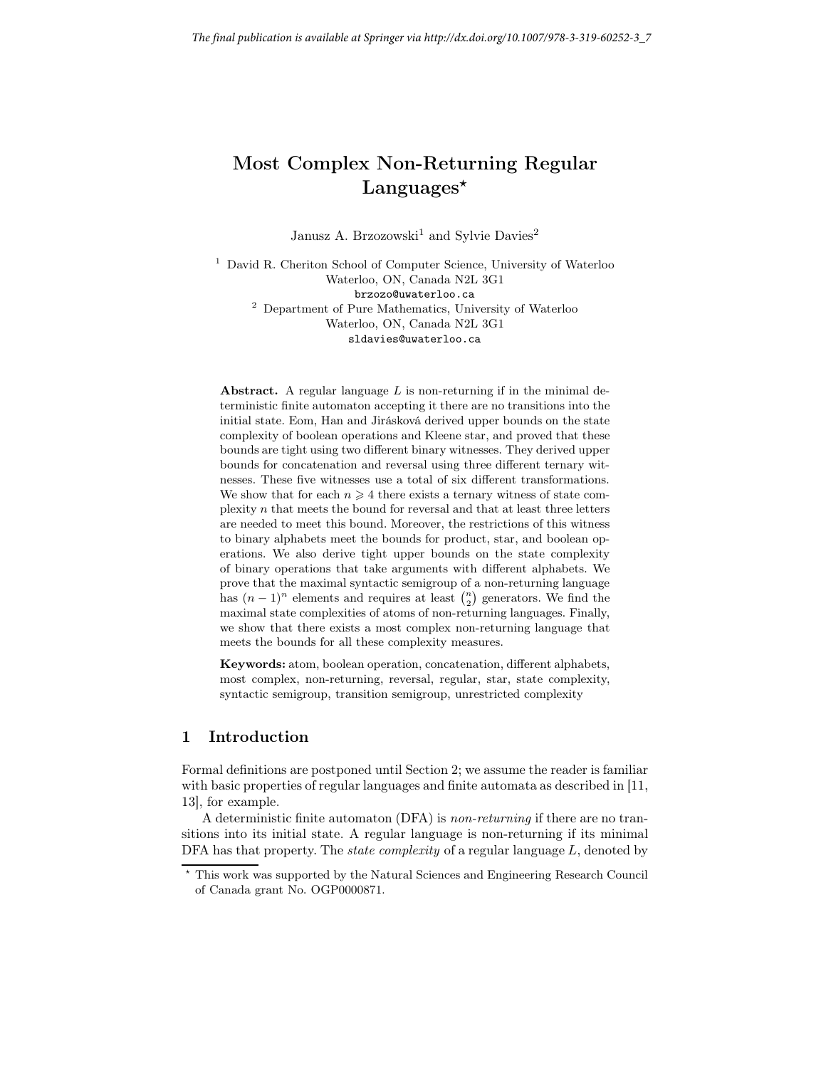*The final publication is available at Springer via http://dx.doi.org/10.1007/978-3-319-60252-3_7*

# Most Complex Non-Returning Regular Languages*

Janusz A. Brzozowski[1] and Sylvie Davies[2]

[1] David R. Cheriton School of Computer Science, University of Waterloo
Waterloo, ON, Canada N2L 3G1
brzozo@uwaterloo.ca

[2] Department of Pure Mathematics, University of Waterloo
Waterloo, ON, Canada N2L 3G1
sldavies@uwaterloo.ca

**Abstract.** A regular language $L$ is non-returning if in the minimal deterministic finite automaton accepting it there are no transitions into the initial state. Eom, Han and Jirásková derived upper bounds on the state complexity of boolean operations and Kleene star, and proved that these bounds are tight using two different binary witnesses. They derived upper bounds for concatenation and reversal using three different ternary witnesses. These five witnesses use a total of six different transformations. We show that for each $n \geqslant 4$ there exists a ternary witness of state complexity $n$ that meets the bound for reversal and that at least three letters are needed to meet this bound. Moreover, the restrictions of this witness to binary alphabets meet the bounds for product, star, and boolean operations. We also derive tight upper bounds on the state complexity of binary operations that take arguments with different alphabets. We prove that the maximal syntactic semigroup of a non-returning language has $(n-1)^n$ elements and requires at least $\binom{n}{2}$ generators. We find the maximal state complexities of atoms of non-returning languages. Finally, we show that there exists a most complex non-returning language that meets the bounds for all these complexity measures.

**Keywords:** atom, boolean operation, concatenation, different alphabets, most complex, non-returning, reversal, regular, star, state complexity, syntactic semigroup, transition semigroup, unrestricted complexity

## 1 Introduction

Formal definitions are postponed until Section 2; we assume the reader is familiar with basic properties of regular languages and finite automata as described in [11, 13], for example.

A deterministic finite automaton (DFA) is *non-returning* if there are no transitions into its initial state. A regular language is non-returning if its minimal DFA has that property. The *state complexity* of a regular language $L$, denoted by

---

* This work was supported by the Natural Sciences and Engineering Research Council of Canada grant No. OGP0000871.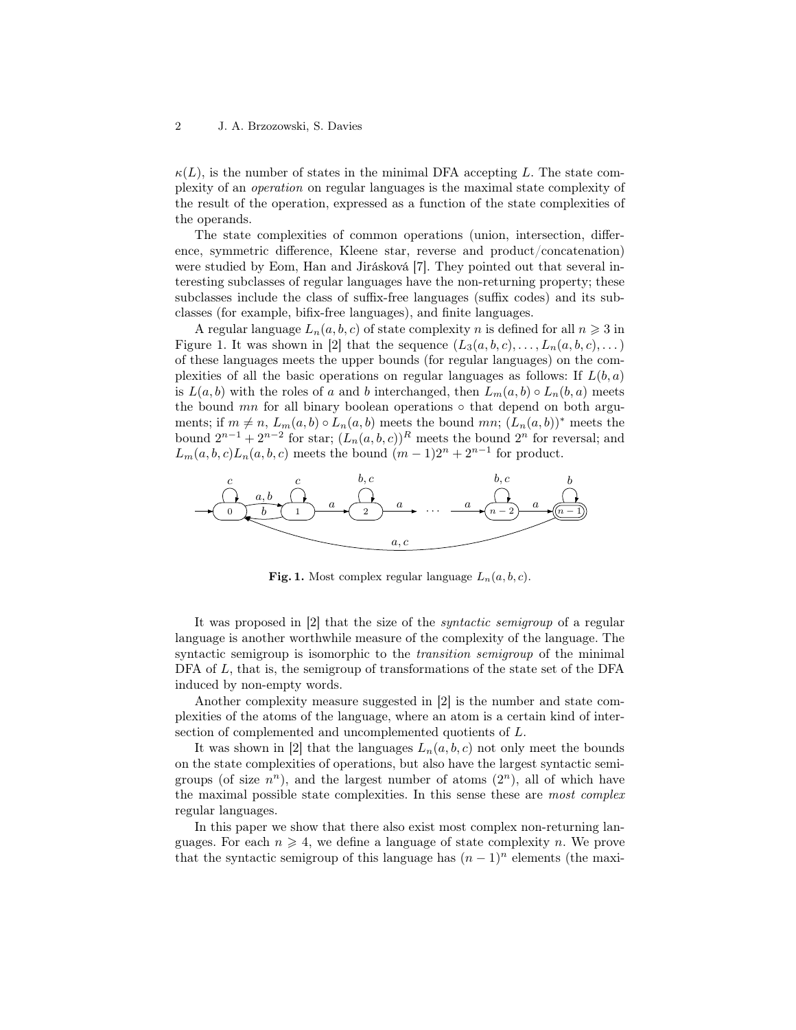$\kappa(L)$, is the number of states in the minimal DFA accepting $L$. The state complexity of an *operation* on regular languages is the maximal state complexity of the result of the operation, expressed as a function of the state complexities of the operands.

The state complexities of common operations (union, intersection, difference, symmetric difference, Kleene star, reverse and product/concatenation) were studied by Eom, Han and Jirásková [7]. They pointed out that several interesting subclasses of regular languages have the non-returning property; these subclasses include the class of suffix-free languages (suffix codes) and its subclasses (for example, bifix-free languages), and finite languages.

A regular language $L_n(a, b, c)$ of state complexity $n$ is defined for all $n \geqslant 3$ in Figure 1. It was shown in [2] that the sequence $(L_3(a, b, c), \dots, L_n(a, b, c), \dots)$ of these languages meets the upper bounds (for regular languages) on the complexities of all the basic operations on regular languages as follows: If $L(b, a)$ is $L(a, b)$ with the roles of $a$ and $b$ interchanged, then $L_m(a, b) \circ L_n(b, a)$ meets the bound $mn$ for all binary boolean operations $\circ$ that depend on both arguments; if $m \neq n$, $L_m(a, b) \circ L_n(a, b)$ meets the bound $mn$; $(L_n(a, b))^*$ meets the bound $2^{n-1} + 2^{n-2}$ for star; $(L_n(a, b, c))^R$ meets the bound $2^n$ for reversal; and $L_m(a, b, c)L_n(a, b, c)$ meets the bound $(m - 1)2^n + 2^{n-1}$ for product.

**Fig. 1.** Most complex regular language $L_n(a, b, c)$.

It was proposed in [2] that the size of the *syntactic semigroup* of a regular language is another worthwhile measure of the complexity of the language. The syntactic semigroup is isomorphic to the *transition semigroup* of the minimal DFA of $L$, that is, the semigroup of transformations of the state set of the DFA induced by non-empty words.

Another complexity measure suggested in [2] is the number and state complexities of the atoms of the language, where an atom is a certain kind of intersection of complemented and uncomplemented quotients of $L$.

It was shown in [2] that the languages $L_n(a, b, c)$ not only meet the bounds on the state complexities of operations, but also have the largest syntactic semigroups (of size $n^n$), and the largest number of atoms ($2^n$), all of which have the maximal possible state complexities. In this sense these are *most complex* regular languages.

In this paper we show that there also exist most complex non-returning languages. For each $n \geqslant 4$, we define a language of state complexity $n$. We prove that the syntactic semigroup of this language has $(n - 1)^n$ elements (the maxi-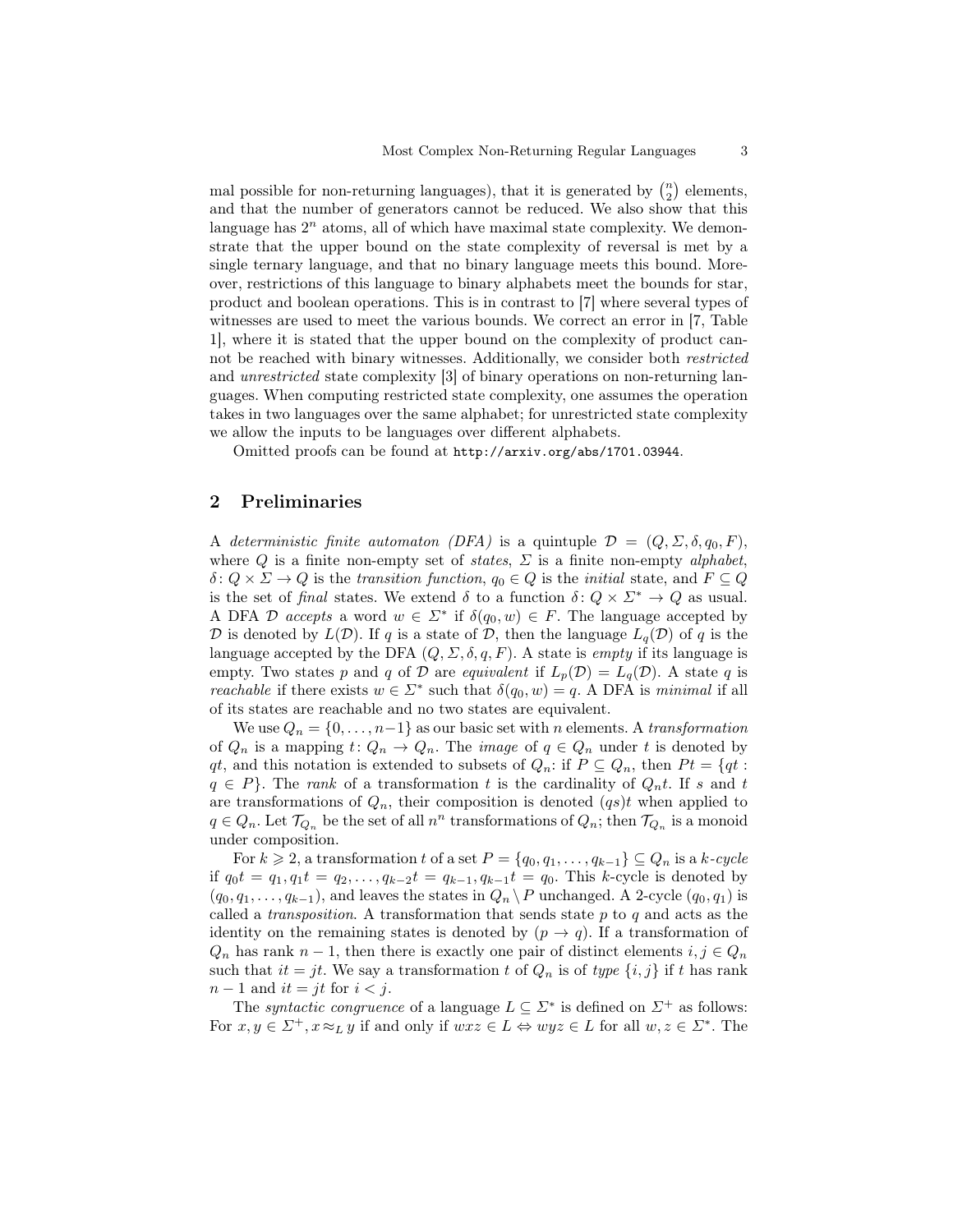mal possible for non-returning languages), that it is generated by $\binom{n}{2}$ elements, and that the number of generators cannot be reduced. We also show that this language has $2^n$ atoms, all of which have maximal state complexity. We demonstrate that the upper bound on the state complexity of reversal is met by a single ternary language, and that no binary language meets this bound. Moreover, restrictions of this language to binary alphabets meet the bounds for star, product and boolean operations. This is in contrast to [7] where several types of witnesses are used to meet the various bounds. We correct an error in [7, Table 1], where it is stated that the upper bound on the complexity of product cannot be reached with binary witnesses. Additionally, we consider both *restricted* and *unrestricted* state complexity [3] of binary operations on non-returning languages. When computing restricted state complexity, one assumes the operation takes in two languages over the same alphabet; for unrestricted state complexity we allow the inputs to be languages over different alphabets.

Omitted proofs can be found at `http://arxiv.org/abs/1701.03944`.

## 2 Preliminaries

A *deterministic finite automaton (DFA)* is a quintuple $\mathcal{D} = (Q, \Sigma, \delta, q_0, F)$, where $Q$ is a finite non-empty set of *states*, $\Sigma$ is a finite non-empty *alphabet*, $\delta \colon Q \times \Sigma \to Q$ is the *transition function*, $q_0 \in Q$ is the *initial* state, and $F \subseteq Q$ is the set of *final* states. We extend $\delta$ to a function $\delta \colon Q \times \Sigma^* \to Q$ as usual. A DFA $\mathcal{D}$ *accepts* a word $w \in \Sigma^*$ if $\delta(q_0, w) \in F$. The language accepted by $\mathcal{D}$ is denoted by $L(\mathcal{D})$. If $q$ is a state of $\mathcal{D}$, then the language $L_q(\mathcal{D})$ of $q$ is the language accepted by the DFA $(Q, \Sigma, \delta, q, F)$. A state is *empty* if its language is empty. Two states $p$ and $q$ of $\mathcal{D}$ are *equivalent* if $L_p(\mathcal{D}) = L_q(\mathcal{D})$. A state $q$ is *reachable* if there exists $w \in \Sigma^*$ such that $\delta(q_0, w) = q$. A DFA is *minimal* if all of its states are reachable and no two states are equivalent.

We use $Q_n = \{0, \dots, n-1\}$ as our basic set with $n$ elements. A *transformation* of $Q_n$ is a mapping $t \colon Q_n \to Q_n$. The *image* of $q \in Q_n$ under $t$ is denoted by $qt$, and this notation is extended to subsets of $Q_n$: if $P \subseteq Q_n$, then $Pt = \{qt : q \in P\}$. The *rank* of a transformation $t$ is the cardinality of $Q_n t$. If $s$ and $t$ are transformations of $Q_n$, their composition is denoted $(qs)t$ when applied to $q \in Q_n$. Let $\mathcal{T}_{Q_n}$ be the set of all $n^n$ transformations of $Q_n$; then $\mathcal{T}_{Q_n}$ is a monoid under composition.

For $k \geqslant 2$, a transformation $t$ of a set $P = \{q_0, q_1, \dots, q_{k-1}\} \subseteq Q_n$ is a *k-cycle* if $q_0 t = q_1, q_1 t = q_2, \dots, q_{k-2} t = q_{k-1}, q_{k-1} t = q_0$. This $k$-cycle is denoted by $(q_0, q_1, \dots, q_{k-1})$, and leaves the states in $Q_n \setminus P$ unchanged. A 2-cycle $(q_0, q_1)$ is called a *transposition*. A transformation that sends state $p$ to $q$ and acts as the identity on the remaining states is denoted by $(p \to q)$. If a transformation of $Q_n$ has rank $n-1$, then there is exactly one pair of distinct elements $i, j \in Q_n$ such that $it = jt$. We say a transformation $t$ of $Q_n$ is of *type* $\{i, j\}$ if $t$ has rank $n-1$ and $it = jt$ for $i < j$.

The *syntactic congruence* of a language $L \subseteq \Sigma^*$ is defined on $\Sigma^+$ as follows: For $x, y \in \Sigma^+, x \approx_L y$ if and only if $wxz \in L \Leftrightarrow wyz \in L$ for all $w, z \in \Sigma^*$. The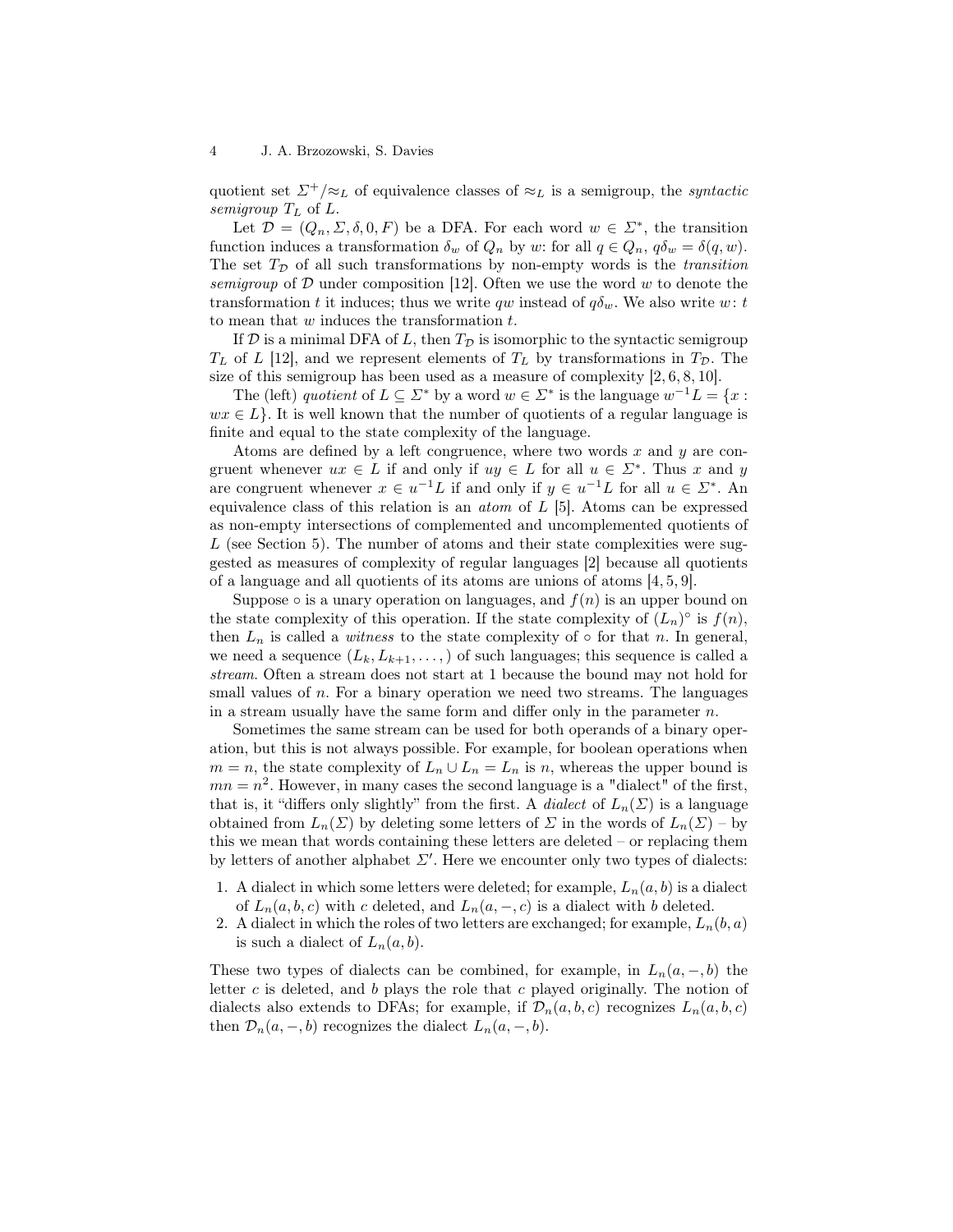quotient set $\Sigma^+/{\approx_L}$ of equivalence classes of $\approx_L$ is a semigroup, the *syntactic semigroup* $T_L$ of $L$.

Let $\mathcal{D} = (Q_n, \Sigma, \delta, 0, F)$ be a DFA. For each word $w \in \Sigma^*$, the transition function induces a transformation $\delta_w$ of $Q_n$ by $w$: for all $q \in Q_n$, $q\delta_w = \delta(q, w)$. The set $T_\mathcal{D}$ of all such transformations by non-empty words is the *transition semigroup* of $\mathcal{D}$ under composition [12]. Often we use the word $w$ to denote the transformation $t$ it induces; thus we write $qw$ instead of $q\delta_w$. We also write $w\colon t$ to mean that $w$ induces the transformation $t$.

If $\mathcal{D}$ is a minimal DFA of $L$, then $T_\mathcal{D}$ is isomorphic to the syntactic semigroup $T_L$ of $L$ [12], and we represent elements of $T_L$ by transformations in $T_\mathcal{D}$. The size of this semigroup has been used as a measure of complexity [2, 6, 8, 10].

The (left) *quotient* of $L \subseteq \Sigma^*$ by a word $w \in \Sigma^*$ is the language $w^{-1}L = \{x : wx \in L\}$. It is well known that the number of quotients of a regular language is finite and equal to the state complexity of the language.

Atoms are defined by a left congruence, where two words $x$ and $y$ are congruent whenever $ux \in L$ if and only if $uy \in L$ for all $u \in \Sigma^*$. Thus $x$ and $y$ are congruent whenever $x \in u^{-1}L$ if and only if $y \in u^{-1}L$ for all $u \in \Sigma^*$. An equivalence class of this relation is an *atom* of $L$ [5]. Atoms can be expressed as non-empty intersections of complemented and uncomplemented quotients of $L$ (see Section 5). The number of atoms and their state complexities were suggested as measures of complexity of regular languages [2] because all quotients of a language and all quotients of its atoms are unions of atoms [4, 5, 9].

Suppose $\circ$ is a unary operation on languages, and $f(n)$ is an upper bound on the state complexity of this operation. If the state complexity of $(L_n)^\circ$ is $f(n)$, then $L_n$ is called a *witness* to the state complexity of $\circ$ for that $n$. In general, we need a sequence $(L_k, L_{k+1}, \dots, )$ of such languages; this sequence is called a *stream*. Often a stream does not start at 1 because the bound may not hold for small values of $n$. For a binary operation we need two streams. The languages in a stream usually have the same form and differ only in the parameter $n$.

Sometimes the same stream can be used for both operands of a binary operation, but this is not always possible. For example, for boolean operations when $m = n$, the state complexity of $L_n \cup L_n = L_n$ is $n$, whereas the upper bound is $mn = n^2$. However, in many cases the second language is a "dialect" of the first, that is, it "differs only slightly" from the first. A *dialect* of $L_n(\Sigma)$ is a language obtained from $L_n(\Sigma)$ by deleting some letters of $\Sigma$ in the words of $L_n(\Sigma)$ – by this we mean that words containing these letters are deleted – or replacing them by letters of another alphabet $\Sigma'$. Here we encounter only two types of dialects:

1. A dialect in which some letters were deleted; for example, $L_n(a, b)$ is a dialect of $L_n(a, b, c)$ with $c$ deleted, and $L_n(a, -, c)$ is a dialect with $b$ deleted.
2. A dialect in which the roles of two letters are exchanged; for example, $L_n(b, a)$ is such a dialect of $L_n(a, b)$.

These two types of dialects can be combined, for example, in $L_n(a, -, b)$ the letter $c$ is deleted, and $b$ plays the role that $c$ played originally. The notion of dialects also extends to DFAs; for example, if $\mathcal{D}_n(a, b, c)$ recognizes $L_n(a, b, c)$ then $\mathcal{D}_n(a, -, b)$ recognizes the dialect $L_n(a, -, b)$.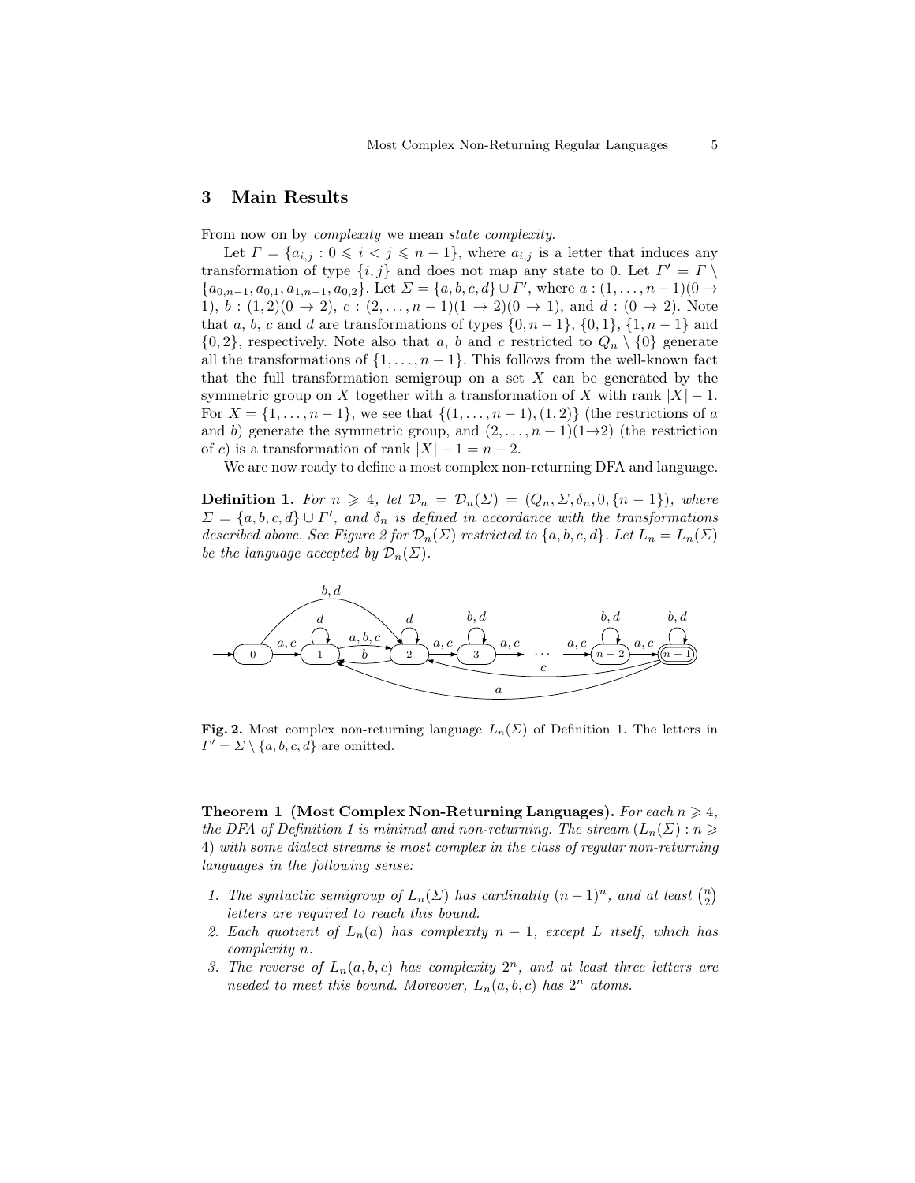## 3 Main Results

From now on by *complexity* we mean *state complexity*.

Let $\Gamma = \{a_{i,j} : 0 \leqslant i < j \leqslant n-1\}$, where $a_{i,j}$ is a letter that induces any transformation of type $\{i,j\}$ and does not map any state to 0. Let $\Gamma' = \Gamma \setminus \{a_{0,n-1}, a_{0,1}, a_{1,n-1}, a_{0,2}\}$. Let $\Sigma = \{a,b,c,d\} \cup \Gamma'$, where $a : (1,\dots,n-1)(0 \to 1)$, $b : (1,2)(0 \to 2)$, $c : (2,\dots,n-1)(1 \to 2)(0 \to 1)$, and $d : (0 \to 2)$. Note that $a$, $b$, $c$ and $d$ are transformations of types $\{0,n-1\}$, $\{0,1\}$, $\{1,n-1\}$ and $\{0,2\}$, respectively. Note also that $a$, $b$ and $c$ restricted to $Q_n \setminus \{0\}$ generate all the transformations of $\{1,\dots,n-1\}$. This follows from the well-known fact that the full transformation semigroup on a set $X$ can be generated by the symmetric group on $X$ together with a transformation of $X$ with rank $|X|-1$. For $X = \{1,\dots,n-1\}$, we see that $\{(1,\dots,n-1),(1,2)\}$ (the restrictions of $a$ and $b$) generate the symmetric group, and $(2,\dots,n-1)(1 \to 2)$ (the restriction of $c$) is a transformation of rank $|X|-1 = n-2$.

We are now ready to define a most complex non-returning DFA and language.

**Definition 1.** *For $n \geqslant 4$, let $\mathcal{D}_n = \mathcal{D}_n(\Sigma) = (Q_n, \Sigma, \delta_n, 0, \{n-1\})$, where $\Sigma = \{a,b,c,d\} \cup \Gamma'$, and $\delta_n$ is defined in accordance with the transformations described above. See Figure 2 for $\mathcal{D}_n(\Sigma)$ restricted to $\{a,b,c,d\}$. Let $L_n = L_n(\Sigma)$ be the language accepted by $\mathcal{D}_n(\Sigma)$.*

**Fig. 2.** Most complex non-returning language $L_n(\Sigma)$ of Definition 1. The letters in $\Gamma' = \Sigma \setminus \{a,b,c,d\}$ are omitted.

**Theorem 1 (Most Complex Non-Returning Languages).** *For each $n \geqslant 4$, the DFA of Definition 1 is minimal and non-returning. The stream $(L_n(\Sigma) : n \geqslant 4)$ with some dialect streams is most complex in the class of regular non-returning languages in the following sense:*

1. *The syntactic semigroup of $L_n(\Sigma)$ has cardinality $(n-1)^n$, and at least $\binom{n}{2}$ letters are required to reach this bound.*
2. *Each quotient of $L_n(a)$ has complexity $n-1$, except $L$ itself, which has complexity $n$.*
3. *The reverse of $L_n(a,b,c)$ has complexity $2^n$, and at least three letters are needed to meet this bound. Moreover, $L_n(a,b,c)$ has $2^n$ atoms.*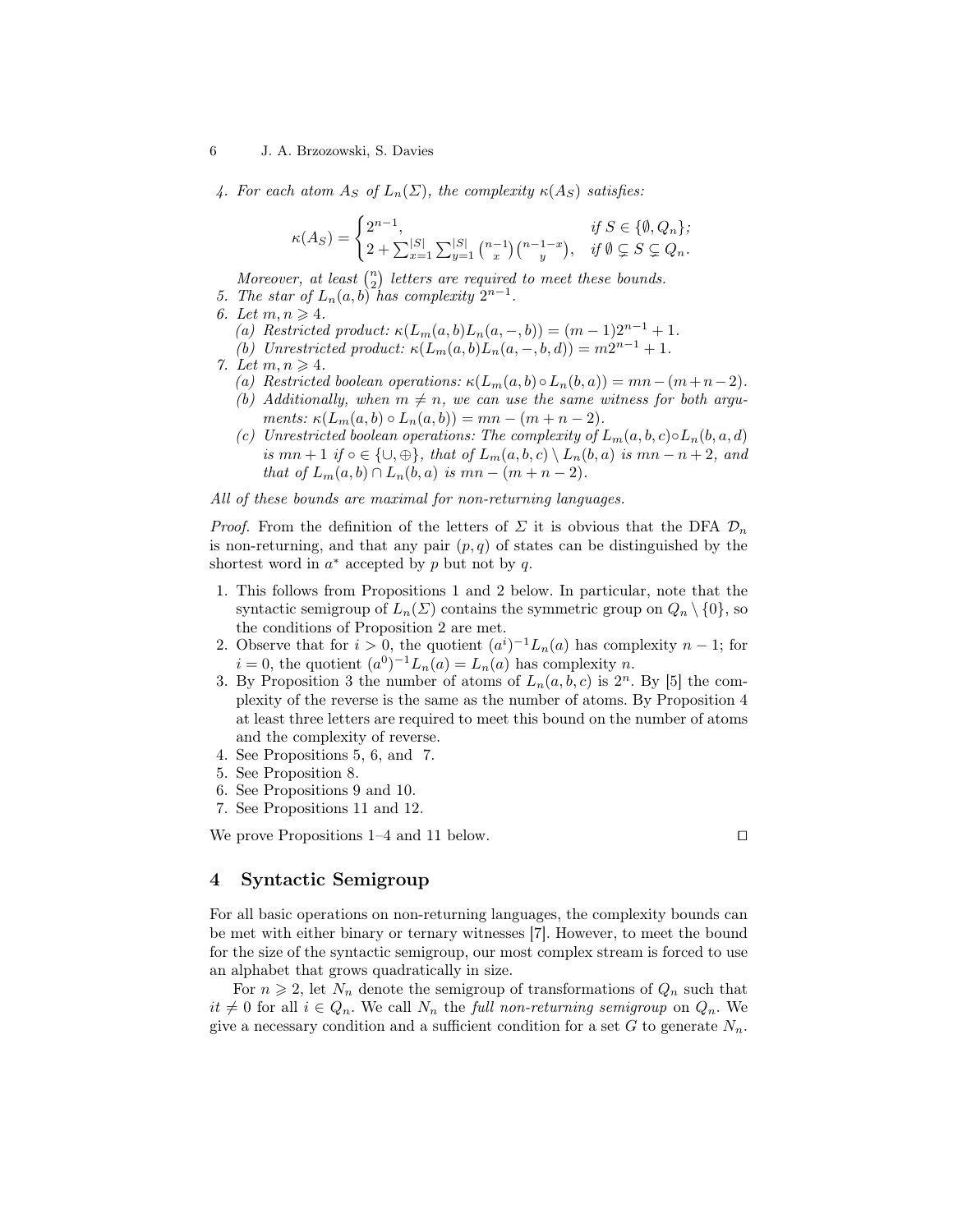4. *For each atom $A_S$ of $L_n(\Sigma)$, the complexity $\kappa(A_S)$ satisfies:*

$$\kappa(A_S) = \begin{cases} 2^{n-1}, & \text{if } S \in \{\emptyset, Q_n\}; \\ 2 + \sum_{x=1}^{|S|} \sum_{y=1}^{|S|} \binom{n-1}{x}\binom{n-1-x}{y}, & \text{if } \emptyset \subsetneq S \subsetneq Q_n. \end{cases}$$

   *Moreover, at least $\binom{n}{2}$ letters are required to meet these bounds.*
5. *The star of $L_n(a,b)$ has complexity $2^{n-1}$.*
6. *Let $m, n \geqslant 4$.*
   (a) *Restricted product: $\kappa(L_m(a,b)L_n(a,-,b)) = (m-1)2^{n-1}+1$.*
   (b) *Unrestricted product: $\kappa(L_m(a,b)L_n(a,-,b,d)) = m2^{n-1}+1$.*
7. *Let $m, n \geqslant 4$.*
   (a) *Restricted boolean operations: $\kappa(L_m(a,b) \circ L_n(b,a)) = mn-(m+n-2)$.*
   (b) *Additionally, when $m \neq n$, we can use the same witness for both arguments: $\kappa(L_m(a,b) \circ L_n(a,b)) = mn-(m+n-2)$.*
   (c) *Unrestricted boolean operations: The complexity of $L_m(a,b,c) \circ L_n(b,a,d)$ is $mn+1$ if $\circ \in \{\cup, \oplus\}$, that of $L_m(a,b,c) \setminus L_n(b,a)$ is $mn-n+2$, and that of $L_m(a,b) \cap L_n(b,a)$ is $mn-(m+n-2)$.*

*All of these bounds are maximal for non-returning languages.*

*Proof.* From the definition of the letters of $\Sigma$ it is obvious that the DFA $\mathcal{D}_n$ is non-returning, and that any pair $(p,q)$ of states can be distinguished by the shortest word in $a^*$ accepted by $p$ but not by $q$.

1. This follows from Propositions 1 and 2 below. In particular, note that the syntactic semigroup of $L_n(\Sigma)$ contains the symmetric group on $Q_n \setminus \{0\}$, so the conditions of Proposition 2 are met.
2. Observe that for $i > 0$, the quotient $(a^i)^{-1}L_n(a)$ has complexity $n-1$; for $i = 0$, the quotient $(a^0)^{-1}L_n(a) = L_n(a)$ has complexity $n$.
3. By Proposition 3 the number of atoms of $L_n(a,b,c)$ is $2^n$. By [5] the complexity of the reverse is the same as the number of atoms. By Proposition 4 at least three letters are required to meet this bound on the number of atoms and the complexity of reverse.
4. See Propositions 5, 6, and 7.
5. See Proposition 8.
6. See Propositions 9 and 10.
7. See Propositions 11 and 12.

We prove Propositions 1–4 and 11 below. ◻

## 4 Syntactic Semigroup

For all basic operations on non-returning languages, the complexity bounds can be met with either binary or ternary witnesses [7]. However, to meet the bound for the size of the syntactic semigroup, our most complex stream is forced to use an alphabet that grows quadratically in size.

For $n \geqslant 2$, let $N_n$ denote the semigroup of transformations of $Q_n$ such that $it \neq 0$ for all $i \in Q_n$. We call $N_n$ the *full non-returning semigroup* on $Q_n$. We give a necessary condition and a sufficient condition for a set $G$ to generate $N_n$.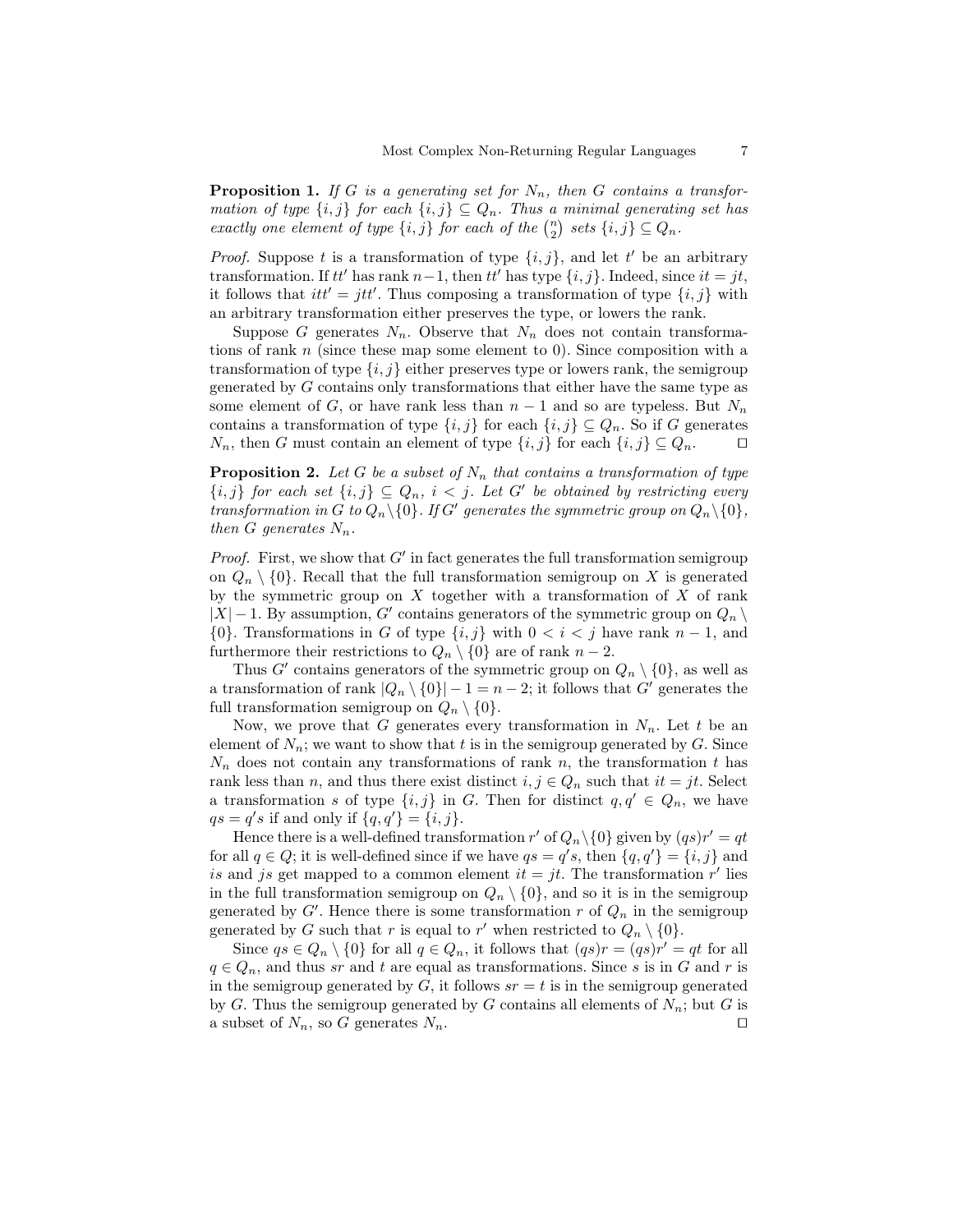**Proposition 1.** *If $G$ is a generating set for $N_n$, then $G$ contains a transformation of type $\{i,j\}$ for each $\{i,j\} \subseteq Q_n$. Thus a minimal generating set has exactly one element of type $\{i,j\}$ for each of the $\binom{n}{2}$ sets $\{i,j\} \subseteq Q_n$.*

*Proof.* Suppose $t$ is a transformation of type $\{i,j\}$, and let $t'$ be an arbitrary transformation. If $tt'$ has rank $n-1$, then $tt'$ has type $\{i,j\}$. Indeed, since $it = jt$, it follows that $itt' = jtt'$. Thus composing a transformation of type $\{i,j\}$ with an arbitrary transformation either preserves the type, or lowers the rank.

Suppose $G$ generates $N_n$. Observe that $N_n$ does not contain transformations of rank $n$ (since these map some element to 0). Since composition with a transformation of type $\{i,j\}$ either preserves type or lowers rank, the semigroup generated by $G$ contains only transformations that either have the same type as some element of $G$, or have rank less than $n-1$ and so are typeless. But $N_n$ contains a transformation of type $\{i,j\}$ for each $\{i,j\} \subseteq Q_n$. So if $G$ generates $N_n$, then $G$ must contain an element of type $\{i,j\}$ for each $\{i,j\} \subseteq Q_n$. ◻

**Proposition 2.** *Let $G$ be a subset of $N_n$ that contains a transformation of type $\{i,j\} \subseteq Q_n$, $i < j$. Let $G'$ be obtained by restricting every transformation in $G$ to $Q_n \setminus \{0\}$. If $G'$ generates the symmetric group on $Q_n \setminus \{0\}$, then $G$ generates $N_n$.*

*Proof.* First, we show that $G'$ in fact generates the full transformation semigroup on $Q_n \setminus \{0\}$. Recall that the full transformation semigroup on $X$ is generated by the symmetric group on $X$ together with a transformation of $X$ of rank $|X|-1$. By assumption, $G'$ contains generators of the symmetric group on $Q_n \setminus \{0\}$. Transformations in $G$ of type $\{i,j\}$ with $0 < i < j$ have rank $n-1$, and furthermore their restrictions to $Q_n \setminus \{0\}$ are of rank $n-2$.

Thus $G'$ contains generators of the symmetric group on $Q_n \setminus \{0\}$, as well as a transformation of rank $|Q_n \setminus \{0\}| - 1 = n-2$; it follows that $G'$ generates the full transformation semigroup on $Q_n \setminus \{0\}$.

Now, we prove that $G$ generates every transformation in $N_n$. Let $t$ be an element of $N_n$; we want to show that $t$ is in the semigroup generated by $G$. Since $N_n$ does not contain any transformations of rank $n$, the transformation $t$ has rank less than $n$, and thus there exist distinct $i, j \in Q_n$ such that $it = jt$. Select a transformation $s$ of type $\{i,j\}$ in $G$. Then for distinct $q, q' \in Q_n$, we have $qs = q's$ if and only if $\{q, q'\} = \{i,j\}$.

Hence there is a well-defined transformation $r'$ of $Q_n \setminus \{0\}$ given by $(qs)r' = qt$ for all $q \in Q$; it is well-defined since if we have $qs = q's$, then $\{q,q'\} = \{i,j\}$ and $is$ and $js$ get mapped to a common element $it = jt$. The transformation $r'$ lies in the full transformation semigroup on $Q_n \setminus \{0\}$, and so it is in the semigroup generated by $G'$. Hence there is some transformation $r$ of $Q_n$ in the semigroup generated by $G$ such that $r$ is equal to $r'$ when restricted to $Q_n \setminus \{0\}$.

Since $qs \in Q_n \setminus \{0\}$ for all $q \in Q_n$, it follows that $(qs)r = (qs)r' = qt$ for all $q \in Q_n$, and thus $sr$ and $t$ are equal as transformations. Since $s$ is in $G$ and $r$ is in the semigroup generated by $G$, it follows $sr = t$ is in the semigroup generated by $G$. Thus the semigroup generated by $G$ contains all elements of $N_n$; but $G$ is a subset of $N_n$, so $G$ generates $N_n$. ◻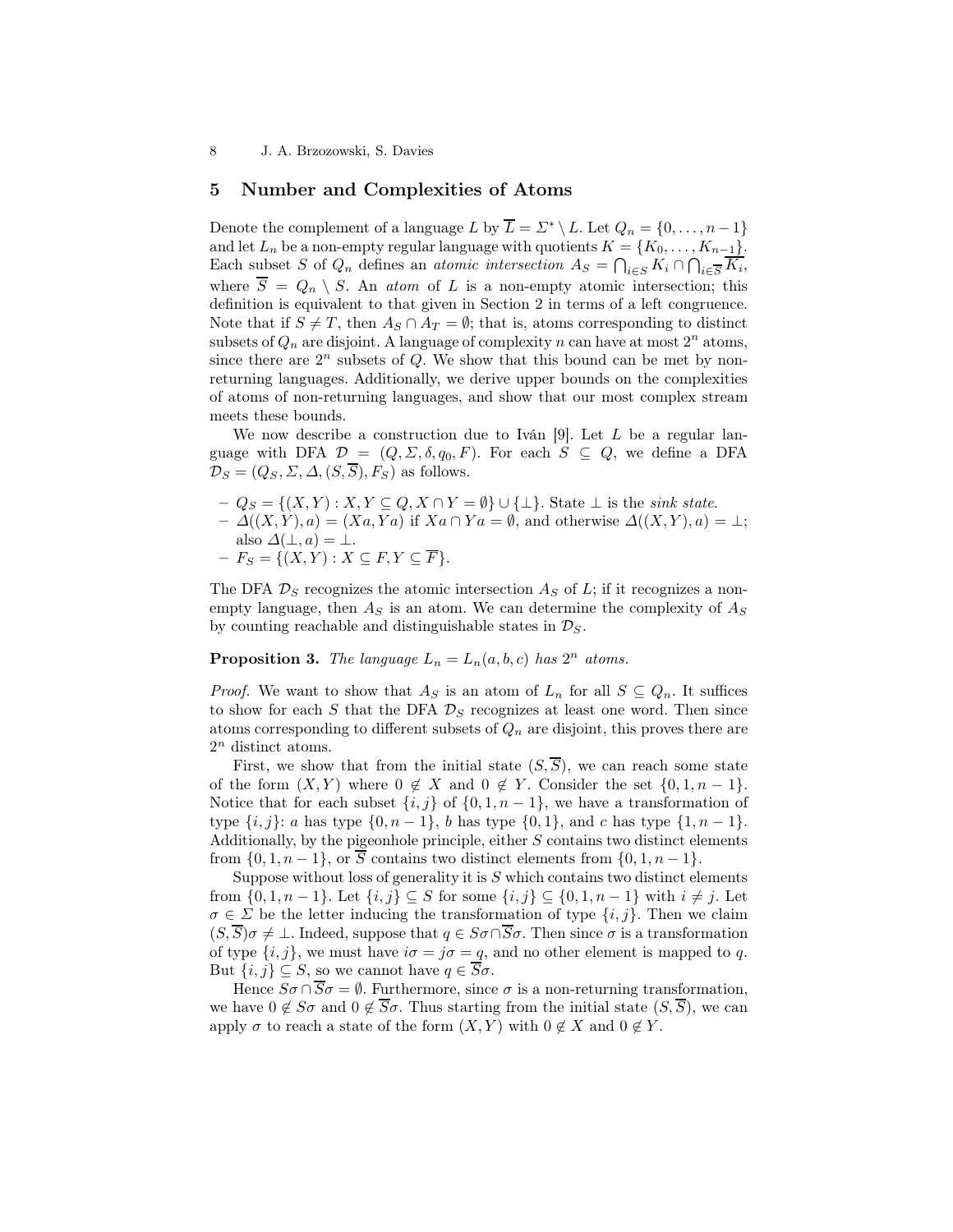## 5 Number and Complexities of Atoms

Denote the complement of a language $L$ by $\overline{L} = \Sigma^* \setminus L$. Let $Q_n = \{0, \ldots, n-1\}$ and let $L_n$ be a non-empty regular language with quotients $K = \{K_0, \ldots, K_{n-1}\}$. Each subset $S$ of $Q_n$ defines an *atomic intersection* $A_S = \bigcap_{i \in S} K_i \cap \bigcap_{i \in \overline{S}} \overline{K_i}$, where $\overline{S} = Q_n \setminus S$. An *atom* of $L$ is a non-empty atomic intersection; this definition is equivalent to that given in Section 2 in terms of a left congruence. Note that if $S \neq T$, then $A_S \cap A_T = \emptyset$; that is, atoms corresponding to distinct subsets of $Q_n$ are disjoint. A language of complexity $n$ can have at most $2^n$ atoms, since there are $2^n$ subsets of $Q$. We show that this bound can be met by non-returning languages. Additionally, we derive upper bounds on the complexities of atoms of non-returning languages, and show that our most complex stream meets these bounds.

We now describe a construction due to Iván [9]. Let $L$ be a regular language with DFA $\mathcal{D} = (Q, \Sigma, \delta, q_0, F)$. For each $S \subseteq Q$, we define a DFA $\mathcal{D}_S = (Q_S, \Sigma, \Delta, (S, \overline{S}), F_S)$ as follows.

- $Q_S = \{(X, Y) : X, Y \subseteq Q, X \cap Y = \emptyset\} \cup \{\bot\}$. State $\bot$ is the *sink state*.
- $\Delta((X, Y), a) = (Xa, Ya)$ if $Xa \cap Ya = \emptyset$, and otherwise $\Delta((X, Y), a) = \bot$; also $\Delta(\bot, a) = \bot$.
- $F_S = \{(X, Y) : X \subseteq F, Y \subseteq \overline{F}\}$.

The DFA $\mathcal{D}_S$ recognizes the atomic intersection $A_S$ of $L$; if it recognizes a non-empty language, then $A_S$ is an atom. We can determine the complexity of $A_S$ by counting reachable and distinguishable states in $\mathcal{D}_S$.

**Proposition 3.** *The language $L_n = L_n(a, b, c)$ has $2^n$ atoms.*

*Proof.* We want to show that $A_S$ is an atom of $L_n$ for all $S \subseteq Q_n$. It suffices to show for each $S$ that the DFA $\mathcal{D}_S$ recognizes at least one word. Then since atoms corresponding to different subsets of $Q_n$ are disjoint, this proves there are $2^n$ distinct atoms.

First, we show that from the initial state $(S, \overline{S})$, we can reach some state of the form $(X, Y)$ where $0 \notin X$ and $0 \notin Y$. Consider the set $\{0, 1, n-1\}$. Notice that for each subset $\{i, j\}$ of $\{0, 1, n-1\}$, we have a transformation of type $\{i, j\}$: $a$ has type $\{0, n-1\}$, $b$ has type $\{0, 1\}$, and $c$ has type $\{1, n-1\}$. Additionally, by the pigeonhole principle, either $S$ contains two distinct elements from $\{0, 1, n-1\}$, or $\overline{S}$ contains two distinct elements from $\{0, 1, n-1\}$.

Suppose without loss of generality it is $S$ which contains two distinct elements from $\{0, 1, n-1\}$. Let $\{i, j\} \subseteq S$ for some $\{i, j\} \subseteq \{0, 1, n-1\}$ with $i \neq j$. Let $\sigma \in \Sigma$ be the letter inducing the transformation of type $\{i, j\}$. Then we claim $(S, \overline{S})\sigma \neq \bot$. Indeed, suppose that $q \in S\sigma \cap \overline{S}\sigma$. Then since $\sigma$ is a transformation of type $\{i, j\}$, we must have $i\sigma = j\sigma = q$, and no other element is mapped to $q$. But $\{i, j\} \subseteq S$, so we cannot have $q \in \overline{S}\sigma$.

Hence $S\sigma \cap \overline{S}\sigma = \emptyset$. Furthermore, since $\sigma$ is a non-returning transformation, we have $0 \notin S\sigma$ and $0 \notin \overline{S}\sigma$. Thus starting from the initial state $(S, \overline{S})$, we can apply $\sigma$ to reach a state of the form $(X, Y)$ with $0 \notin X$ and $0 \notin Y$.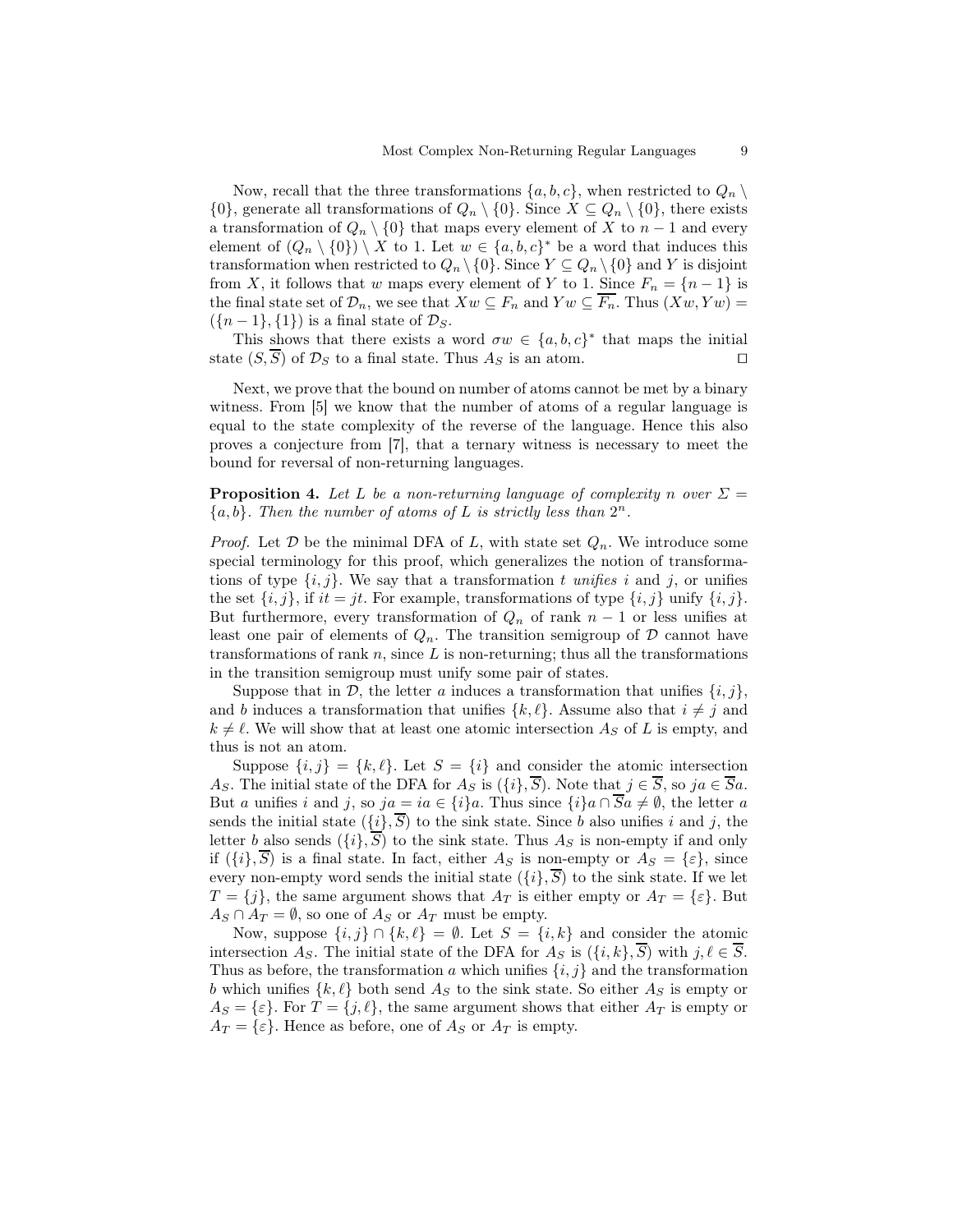Now, recall that the three transformations $\{a, b, c\}$, when restricted to $Q_n \setminus \{0\}$, generate all transformations of $Q_n \setminus \{0\}$. Since $X \subseteq Q_n \setminus \{0\}$, there exists a transformation of $Q_n \setminus \{0\}$ that maps every element of $X$ to $n-1$ and every element of $(Q_n \setminus \{0\}) \setminus X$ to 1. Let $w \in \{a, b, c\}^*$ be a word that induces this transformation when restricted to $Q_n \setminus \{0\}$. Since $Y \subseteq Q_n \setminus \{0\}$ and $Y$ is disjoint from $X$, it follows that $w$ maps every element of $Y$ to 1. Since $F_n = \{n-1\}$ is the final state set of $\mathcal{D}_n$, we see that $Xw \subseteq F_n$ and $Yw \subseteq \overline{F_n}$. Thus $(Xw, Yw) = (\{n-1\}, \{1\})$ is a final state of $\mathcal{D}_S$.

This shows that there exists a word $\sigma w \in \{a, b, c\}^*$ that maps the initial state $(S, \overline{S})$ of $\mathcal{D}_S$ to a final state. Thus $A_S$ is an atom. □

Next, we prove that the bound on number of atoms cannot be met by a binary witness. From [5] we know that the number of atoms of a regular language is equal to the state complexity of the reverse of the language. Hence this also proves a conjecture from [7], that a ternary witness is necessary to meet the bound for reversal of non-returning languages.

**Proposition 4.** *Let $L$ be a non-returning language of complexity $n$ over $\Sigma = \{a, b\}$. Then the number of atoms of $L$ is strictly less than $2^n$.*

*Proof.* Let $\mathcal{D}$ be the minimal DFA of $L$, with state set $Q_n$. We introduce some special terminology for this proof, which generalizes the notion of transformations of type $\{i, j\}$. We say that a transformation $t$ *unifies* $i$ and $j$, or unifies the set $\{i, j\}$, if $it = jt$. For example, transformations of type $\{i, j\}$ unify $\{i, j\}$. But furthermore, every transformation of $Q_n$ of rank $n-1$ or less unifies at least one pair of elements of $Q_n$. The transition semigroup of $\mathcal{D}$ cannot have transformations of rank $n$, since $L$ is non-returning; thus all the transformations in the transition semigroup must unify some pair of states.

Suppose that in $\mathcal{D}$, the letter $a$ induces a transformation that unifies $\{i, j\}$, and $b$ induces a transformation that unifies $\{k, \ell\}$. Assume also that $i \neq j$ and $k \neq \ell$. We will show that at least one atomic intersection $A_S$ of $L$ is empty, and thus is not an atom.

Suppose $\{i, j\} = \{k, \ell\}$. Let $S = \{i\}$ and consider the atomic intersection $A_S$. The initial state of the DFA for $A_S$ is $(\{i\}, \overline{S})$. Note that $j \in \overline{S}$, so $ja \in \overline{S}a$. But $a$ unifies $i$ and $j$, so $ja = ia \in \{i\}a$. Thus since $\{i\}a \cap \overline{S}a \neq \emptyset$, the letter $a$ sends the initial state $(\{i\}, \overline{S})$ to the sink state. Since $b$ also unifies $i$ and $j$, the letter $b$ also sends $(\{i\}, \overline{S})$ to the sink state. Thus $A_S$ is non-empty if and only if $(\{i\}, \overline{S})$ is a final state. In fact, either $A_S$ is non-empty or $A_S = \{\varepsilon\}$, since every non-empty word sends the initial state $(\{i\}, \overline{S})$ to the sink state. If we let $T = \{j\}$, the same argument shows that $A_T$ is either empty or $A_T = \{\varepsilon\}$. But $A_S \cap A_T = \emptyset$, so one of $A_S$ or $A_T$ must be empty.

Now, suppose $\{i, j\} \cap \{k, \ell\} = \emptyset$. Let $S = \{i, k\}$ and consider the atomic intersection $A_S$. The initial state of the DFA for $A_S$ is $(\{i, k\}, \overline{S})$ with $j, \ell \in \overline{S}$. Thus as before, the transformation $a$ which unifies $\{i, j\}$ and the transformation $b$ which unifies $\{k, \ell\}$ both send $A_S$ to the sink state. So either $A_S$ is empty or $A_S = \{\varepsilon\}$. For $T = \{j, \ell\}$, the same argument shows that either $A_T$ is empty or $A_T = \{\varepsilon\}$. Hence as before, one of $A_S$ or $A_T$ is empty.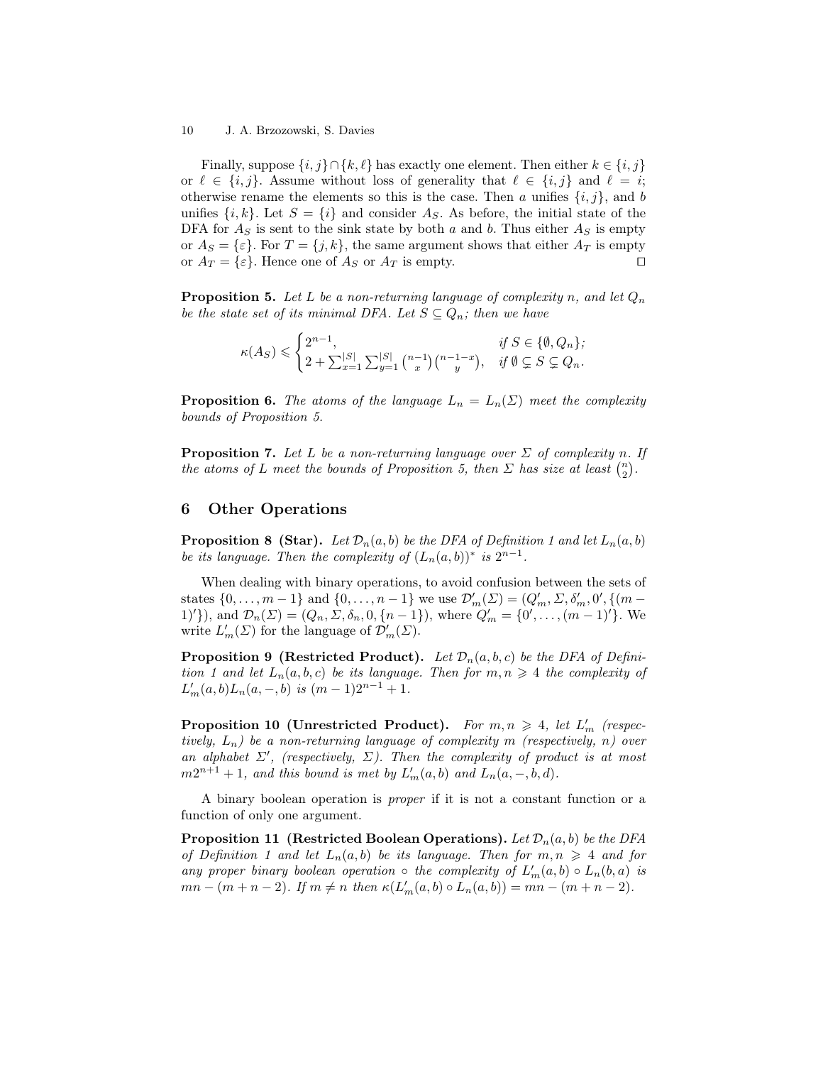Finally, suppose $\{i, j\} \cap \{k, \ell\}$ has exactly one element. Then either $k \in \{i, j\}$ or $\ell \in \{i, j\}$. Assume without loss of generality that $\ell \in \{i, j\}$ and $\ell = i$; otherwise rename the elements so this is the case. Then $a$ unifies $\{i, j\}$, and $b$ unifies $\{i, k\}$. Let $S = \{i\}$ and consider $A_S$. As before, the initial state of the DFA for $A_S$ is sent to the sink state by both $a$ and $b$. Thus either $A_S$ is empty or $A_S = \{\varepsilon\}$. For $T = \{j, k\}$, the same argument shows that either $A_T$ is empty or $A_T = \{\varepsilon\}$. Hence one of $A_S$ or $A_T$ is empty. □

**Proposition 5.** *Let $L$ be a non-returning language of complexity $n$, and let $Q_n$ be the state set of its minimal DFA. Let $S \subseteq Q_n$; then we have*

$$\kappa(A_S) \leqslant \begin{cases} 2^{n-1}, & \text{if } S \in \{\emptyset, Q_n\}; \\ 2 + \sum_{x=1}^{|S|} \sum_{y=1}^{|S|} \binom{n-1}{x}\binom{n-1-x}{y}, & \text{if } \emptyset \subsetneq S \subsetneq Q_n. \end{cases}$$

**Proposition 6.** *The atoms of the language $L_n = L_n(\Sigma)$ meet the complexity bounds of Proposition 5.*

**Proposition 7.** *Let $L$ be a non-returning language over $\Sigma$ of complexity $n$. If the atoms of $L$ meet the bounds of Proposition 5, then $\Sigma$ has size at least $\binom{n}{2}$.*

## 6 Other Operations

**Proposition 8 (Star).** *Let $\mathcal{D}_n(a, b)$ be the DFA of Definition 1 and let $L_n(a, b)$ be its language. Then the complexity of $(L_n(a, b))^*$ is $2^{n-1}$.*

When dealing with binary operations, to avoid confusion between the sets of states $\{0, \dots, m-1\}$ and $\{0, \dots, n-1\}$ we use $\mathcal{D}'_m(\Sigma) = (Q'_m, \Sigma, \delta'_m, 0', \{(m-1)'\})$, and $\mathcal{D}_n(\Sigma) = (Q_n, \Sigma, \delta_n, 0, \{n-1\})$, where $Q'_m = \{0', \dots, (m-1)'\}$. We write $L'_m(\Sigma)$ for the language of $\mathcal{D}'_m(\Sigma)$.

**Proposition 9 (Restricted Product).** *Let $\mathcal{D}_n(a, b, c)$ be the DFA of Definition 1 and let $L_n(a, b, c)$ be its language. Then for $m, n \geqslant 4$ the complexity of $L'_m(a, b)L_n(a, -, b)$ is $(m-1)2^{n-1} + 1$.*

**Proposition 10 (Unrestricted Product).** *For $m, n \geqslant 4$, let $L'_m$ (respectively, $L_n$) be a non-returning language of complexity $m$ (respectively, $n$) over an alphabet $\Sigma'$, (respectively, $\Sigma$). Then the complexity of product is at most $m2^{n+1} + 1$, and this bound is met by $L'_m(a, b)$ and $L_n(a, -, b, d)$.*

A binary boolean operation is *proper* if it is not a constant function or a function of only one argument.

**Proposition 11 (Restricted Boolean Operations).** *Let $\mathcal{D}_n(a, b)$ be the DFA of Definition 1 and let $L_n(a, b)$ be its language. Then for $m, n \geqslant 4$ and for any proper binary boolean operation $\circ$ the complexity of $L'_m(a, b) \circ L_n(b, a)$ is $mn - (m + n - 2)$. If $m \neq n$ then $\kappa(L'_m(a, b) \circ L_n(a, b)) = mn - (m + n - 2)$.*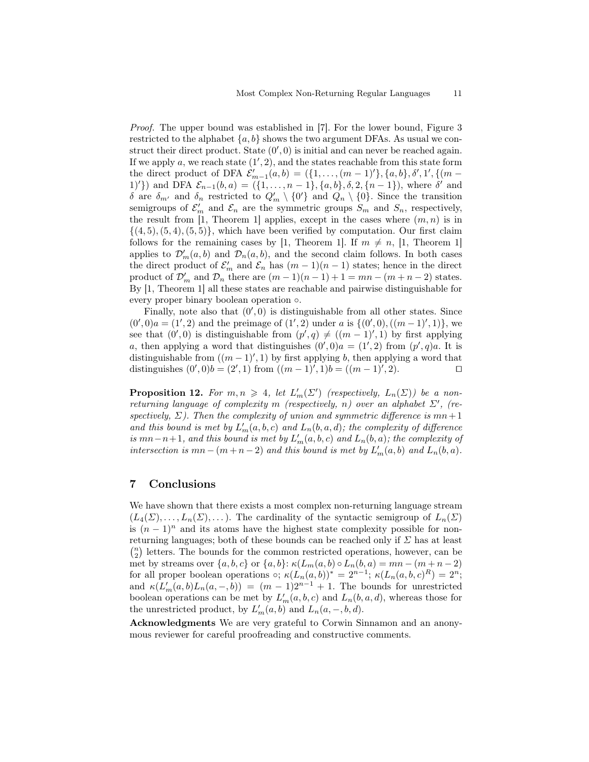*Proof.* The upper bound was established in [7]. For the lower bound, Figure 3 restricted to the alphabet $\{a, b\}$ shows the two argument DFAs. As usual we construct their direct product. State $(0', 0)$ is initial and can never be reached again. If we apply $a$, we reach state $(1', 2)$, and the states reachable from this state form the direct product of DFA $\mathcal{E}'_{m-1}(a, b) = (\{1, \dots, (m-1)'\}, \{a, b\}, \delta', 1', \{(m-1)'\})$ and DFA $\mathcal{E}_{n-1}(b, a) = (\{1, \dots, n-1\}, \{a, b\}, \delta, 2, \{n-1\})$, where $\delta'$ and $\delta$ are $\delta_{m'}$ and $\delta_n$ restricted to $Q'_m \setminus \{0'\}$ and $Q_n \setminus \{0\}$. Since the transition semigroups of $\mathcal{E}'_m$ and $\mathcal{E}_n$ are the symmetric groups $S_m$ and $S_n$, respectively, the result from [1, Theorem 1] applies, except in the cases where $(m, n)$ is in $\{(4, 5), (5, 4), (5, 5)\}$, which have been verified by computation. Our first claim follows for the remaining cases by [1, Theorem 1]. If $m \neq n$, [1, Theorem 1] applies to $\mathcal{D}'_m(a, b)$ and $\mathcal{D}_n(a, b)$, and the second claim follows. In both cases the direct product of $\mathcal{E}'_m$ and $\mathcal{E}_n$ has $(m-1)(n-1)$ states; hence in the direct product of $\mathcal{D}'_m$ and $\mathcal{D}_n$ there are $(m-1)(n-1)+1 = mn-(m+n-2)$ states. By [1, Theorem 1] all these states are reachable and pairwise distinguishable for every proper binary boolean operation $\circ$.

Finally, note also that $(0', 0)$ is distinguishable from all other states. Since $(0', 0)a = (1', 2)$ and the preimage of $(1', 2)$ under $a$ is $\{(0', 0), ((m-1)', 1)\}$, we see that $(0', 0)$ is distinguishable from $(p', q) \neq ((m-1)', 1)$ by first applying $a$, then applying a word that distinguishes $(0', 0)a = (1', 2)$ from $(p', q)a$. It is distinguishable from $((m-1)', 1)$ by first applying $b$, then applying a word that distinguishes $(0', 0)b = (2', 1)$ from $((m-1)', 1)b = ((m-1)', 2)$. $\square$

**Proposition 12.** *For $m, n \geqslant 4$, let $L'_m(\Sigma')$ (respectively, $L_n(\Sigma)$) be a non-returning language of complexity $m$ (respectively, $n$) over an alphabet $\Sigma'$, (respectively, $\Sigma$). Then the complexity of union and symmetric difference is $mn+1$ and this bound is met by $L'_m(a, b, c)$ and $L_n(b, a, d)$; the complexity of difference is $mn-n+1$, and this bound is met by $L'_m(a, b, c)$ and $L_n(b, a)$; the complexity of intersection is $mn-(m+n-2)$ and this bound is met by $L'_m(a, b)$ and $L_n(b, a)$.*

## 7 Conclusions

We have shown that there exists a most complex non-returning language stream $(L_4(\Sigma), \dots, L_n(\Sigma), \dots)$. The cardinality of the syntactic semigroup of $L_n(\Sigma)$ is $(n-1)^n$ and its atoms have the highest state complexity possible for non-returning languages; both of these bounds can be reached only if $\Sigma$ has at least $\binom{n}{2}$ letters. The bounds for the common restricted operations, however, can be met by streams over $\{a, b, c\}$ or $\{a, b\}$: $\kappa(L_m(a, b) \circ L_n(b, a) = mn-(m+n-2)$ for all proper boolean operations $\circ$; $\kappa(L_n(a, b))^* = 2^{n-1}$; $\kappa(L_n(a, b, c)^R) = 2^n$; and $\kappa(L'_m(a, b)L_n(a, -, b)) = (m-1)2^{n-1}+1$. The bounds for unrestricted boolean operations can be met by $L'_m(a, b, c)$ and $L_n(b, a, d)$, whereas those for the unrestricted product, by $L'_m(a, b)$ and $L_n(a, -, b, d)$.

**Acknowledgments** We are very grateful to Corwin Sinnamon and an anonymous reviewer for careful proofreading and constructive comments.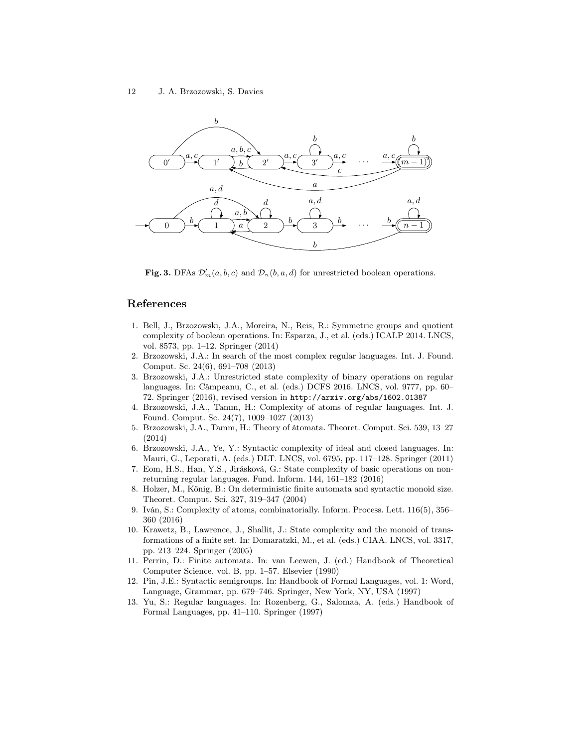**Fig. 3.** DFAs $\mathcal{D}'_m(a, b, c)$ and $\mathcal{D}_n(b, a, d)$ for unrestricted boolean operations.

## References

1. Bell, J., Brzozowski, J.A., Moreira, N., Reis, R.: Symmetric groups and quotient complexity of boolean operations. In: Esparza, J., et al. (eds.) ICALP 2014. LNCS, vol. 8573, pp. 1–12. Springer (2014)
2. Brzozowski, J.A.: In search of the most complex regular languages. Int. J. Found. Comput. Sc. 24(6), 691–708 (2013)
3. Brzozowski, J.A.: Unrestricted state complexity of binary operations on regular languages. In: Câmpeanu, C., et al. (eds.) DCFS 2016. LNCS, vol. 9777, pp. 60–72. Springer (2016), revised version in `http://arxiv.org/abs/1602.01387`
4. Brzozowski, J.A., Tamm, H.: Complexity of atoms of regular languages. Int. J. Found. Comput. Sc. 24(7), 1009–1027 (2013)
5. Brzozowski, J.A., Tamm, H.: Theory of átomata. Theoret. Comput. Sci. 539, 13–27 (2014)
6. Brzozowski, J.A., Ye, Y.: Syntactic complexity of ideal and closed languages. In: Mauri, G., Leporati, A. (eds.) DLT. LNCS, vol. 6795, pp. 117–128. Springer (2011)
7. Eom, H.S., Han, Y.S., Jirásková, G.: State complexity of basic operations on non-returning regular languages. Fund. Inform. 144, 161–182 (2016)
8. Holzer, M., König, B.: On deterministic finite automata and syntactic monoid size. Theoret. Comput. Sci. 327, 319–347 (2004)
9. Iván, S.: Complexity of atoms, combinatorially. Inform. Process. Lett. 116(5), 356–360 (2016)
10. Krawetz, B., Lawrence, J., Shallit, J.: State complexity and the monoid of transformations of a finite set. In: Domaratzki, M., et al. (eds.) CIAA. LNCS, vol. 3317, pp. 213–224. Springer (2005)
11. Perrin, D.: Finite automata. In: van Leewen, J. (ed.) Handbook of Theoretical Computer Science, vol. B, pp. 1–57. Elsevier (1990)
12. Pin, J.E.: Syntactic semigroups. In: Handbook of Formal Languages, vol. 1: Word, Language, Grammar, pp. 679–746. Springer, New York, NY, USA (1997)
13. Yu, S.: Regular languages. In: Rozenberg, G., Salomaa, A. (eds.) Handbook of Formal Languages, pp. 41–110. Springer (1997)